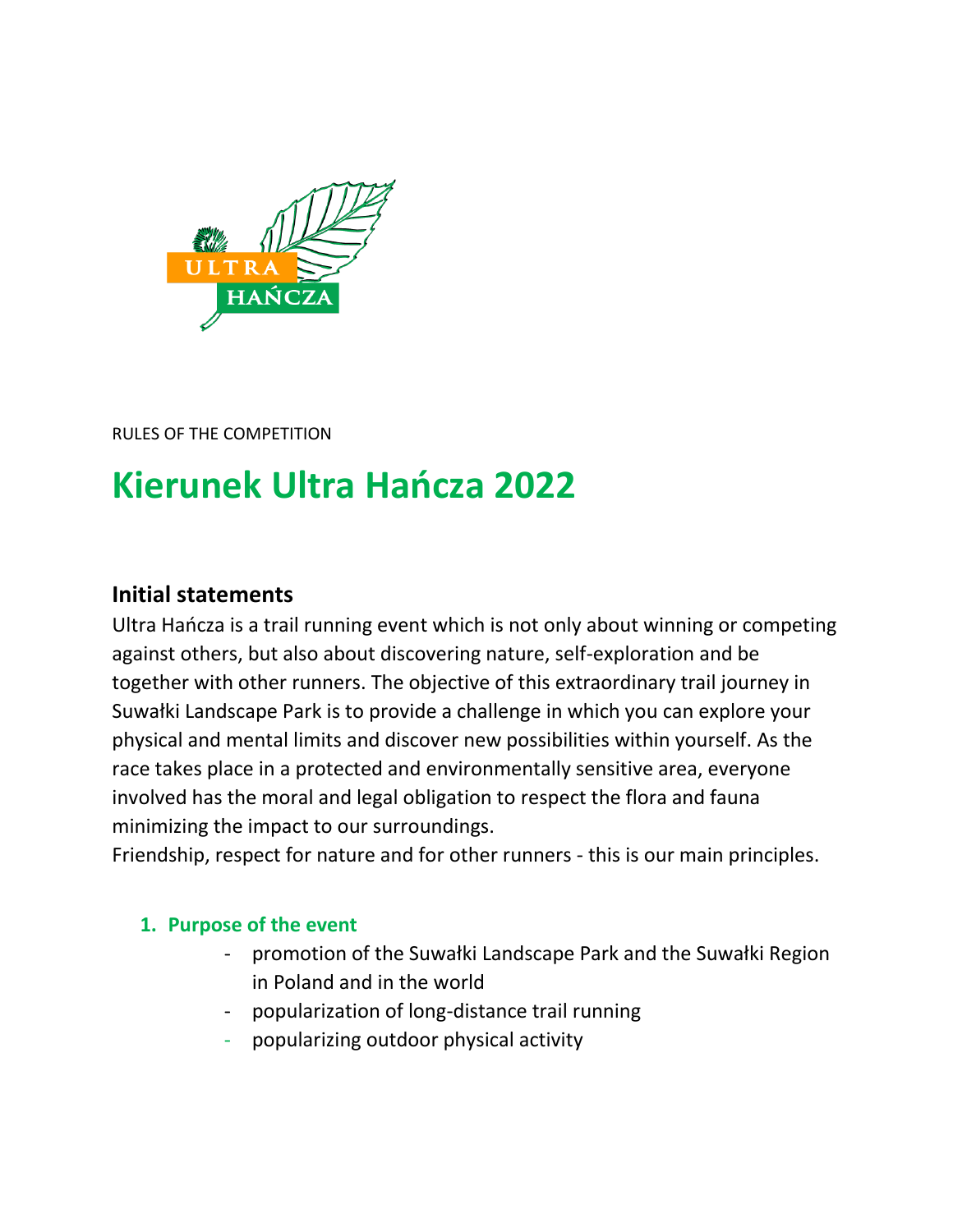RULES OF THE COMPETITION

# Kierunek Ultra Hańcza 2022

## Initial statements

Ultra Hańcza is a trail running event which is not only about winning or competing against others, but also about discovering nature, self-exploration and be together with other runners. The objective of this extraordinary trail journey in Suwałki Landscape Park is to provide a challenge in which you can explore your physical and mental limits and discover new possibilities within yourself. As the race takes place in a protected and environmentally sensitive area, everyone involved has the moral and legal obligation to respect the flora and fauna minimizing the impact to our surroundings.

Friendship, respect for nature and for other runners - this is our main principles.

### 1. Purpose of the event

- promotion of the Suwałki Landscape Park and the Suwałki Region in Poland and in the world
- popularization of long-distance trail running
- popularizing outdoor physical activity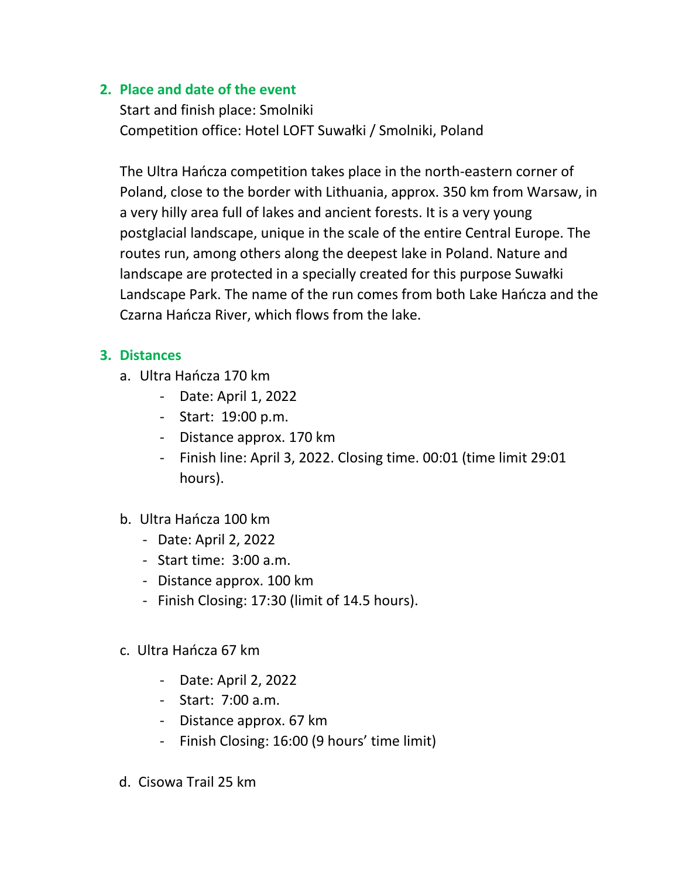## 2. Place and date of the event

Start and finish place: Smolniki
Competition office: Hotel LOFT Suwałki / Smolniki, Poland

The Ultra Hańcza competition takes place in the north-eastern corner of Poland, close to the border with Lithuania, approx. 350 km from Warsaw, in a very hilly area full of lakes and ancient forests. It is a very young postglacial landscape, unique in the scale of the entire Central Europe. The routes run, among others along the deepest lake in Poland. Nature and landscape are protected in a specially created for this purpose Suwałki Landscape Park. The name of the run comes from both Lake Hańcza and the Czarna Hańcza River, which flows from the lake.

## 3. Distances

a. Ultra Hańcza 170 km
   - Date: April 1, 2022
   - Start: 19:00 p.m.
   - Distance approx. 170 km
   - Finish line: April 3, 2022. Closing time. 00:01 (time limit 29:01 hours).

b. Ultra Hańcza 100 km
   - Date: April 2, 2022
   - Start time: 3:00 a.m.
   - Distance approx. 100 km
   - Finish Closing: 17:30 (limit of 14.5 hours).

c. Ultra Hańcza 67 km
   - Date: April 2, 2022
   - Start: 7:00 a.m.
   - Distance approx. 67 km
   - Finish Closing: 16:00 (9 hours' time limit)

d. Cisowa Trail 25 km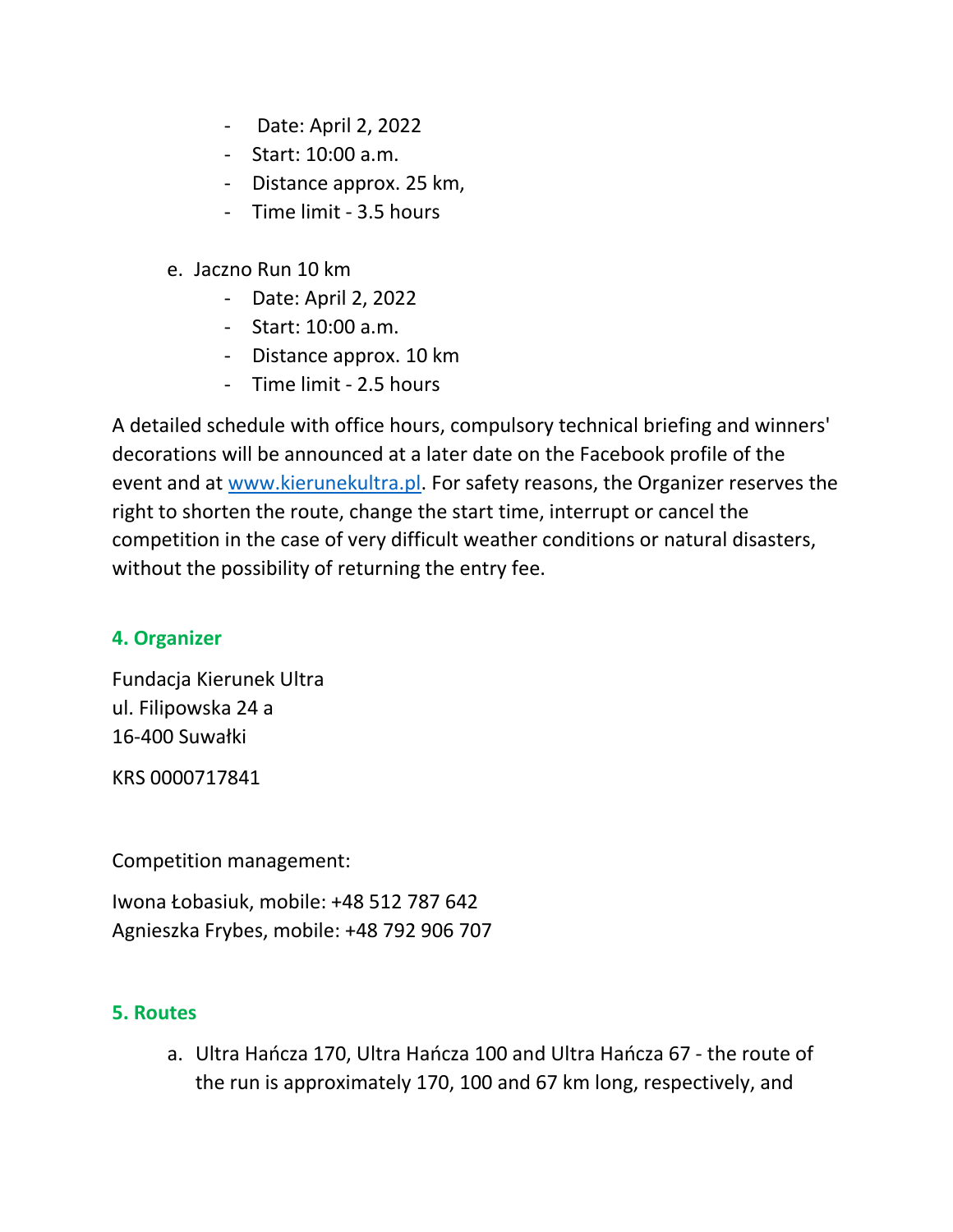- Date: April 2, 2022
- Start: 10:00 a.m.
- Distance approx. 25 km,
- Time limit - 3.5 hours

e. Jaczno Run 10 km
   - Date: April 2, 2022
   - Start: 10:00 a.m.
   - Distance approx. 10 km
   - Time limit - 2.5 hours

A detailed schedule with office hours, compulsory technical briefing and winners' decorations will be announced at a later date on the Facebook profile of the event and at [www.kierunekultra.pl](www.kierunekultra.pl). For safety reasons, the Organizer reserves the right to shorten the route, change the start time, interrupt or cancel the competition in the case of very difficult weather conditions or natural disasters, without the possibility of returning the entry fee.

## 4. Organizer

Fundacja Kierunek Ultra
ul. Filipowska 24 a
16-400 Suwałki

KRS 0000717841

Competition management:

Iwona Łobasiuk, mobile: +48 512 787 642
Agnieszka Frybes, mobile: +48 792 906 707

## 5. Routes

a. Ultra Hańcza 170, Ultra Hańcza 100 and Ultra Hańcza 67 - the route of the run is approximately 170, 100 and 67 km long, respectively, and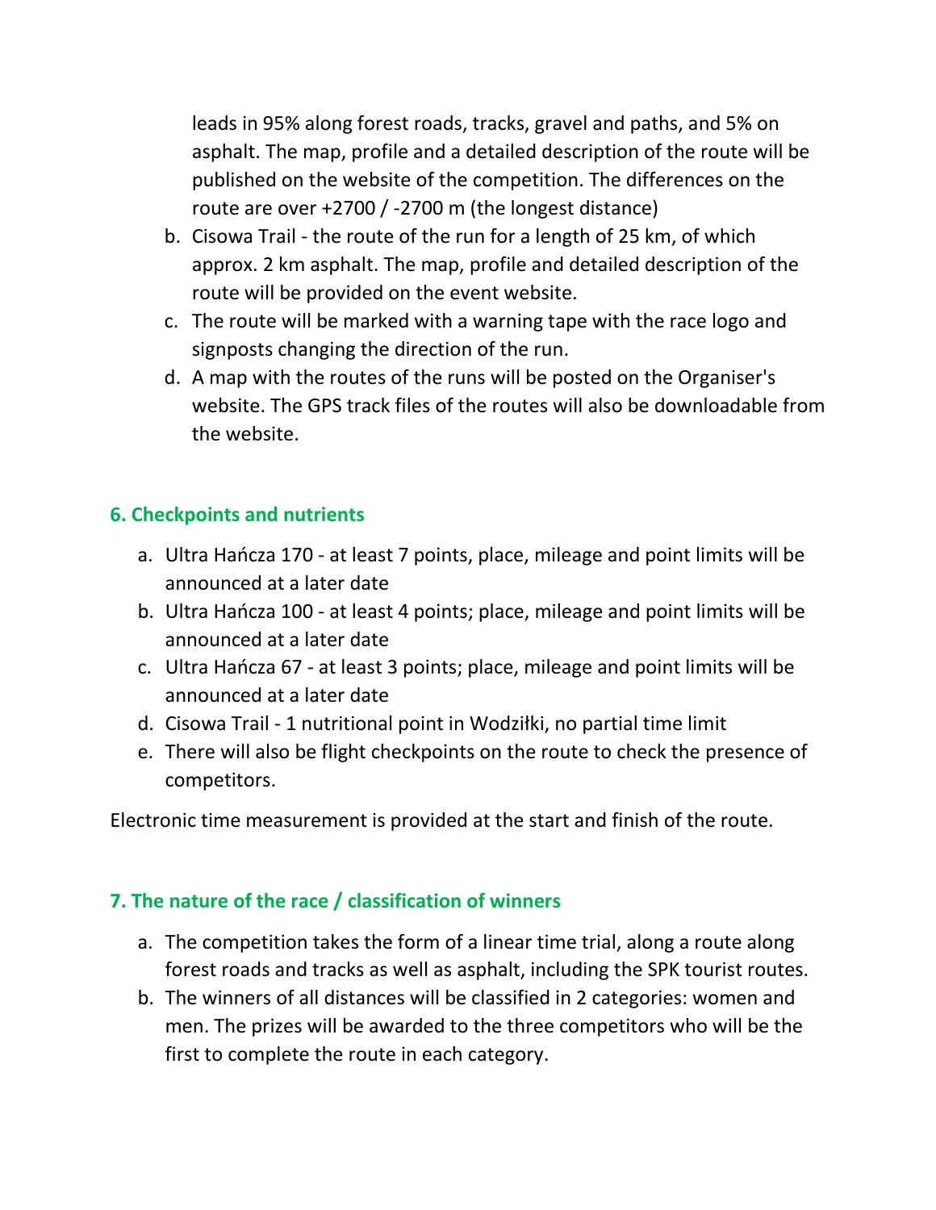leads in 95% along forest roads, tracks, gravel and paths, and 5% on asphalt. The map, profile and a detailed description of the route will be published on the website of the competition. The differences on the route are over +2700 / -2700 m (the longest distance)

b. Cisowa Trail - the route of the run for a length of 25 km, of which approx. 2 km asphalt. The map, profile and detailed description of the route will be provided on the event website.
c. The route will be marked with a warning tape with the race logo and signposts changing the direction of the run.
d. A map with the routes of the runs will be posted on the Organiser's website. The GPS track files of the routes will also be downloadable from the website.

## 6. Checkpoints and nutrients

a. Ultra Hańcza 170 - at least 7 points, place, mileage and point limits will be announced at a later date
b. Ultra Hańcza 100 - at least 4 points; place, mileage and point limits will be announced at a later date
c. Ultra Hańcza 67 - at least 3 points; place, mileage and point limits will be announced at a later date
d. Cisowa Trail - 1 nutritional point in Wodziłki, no partial time limit
e. There will also be flight checkpoints on the route to check the presence of competitors.

Electronic time measurement is provided at the start and finish of the route.

## 7. The nature of the race / classification of winners

a. The competition takes the form of a linear time trial, along a route along forest roads and tracks as well as asphalt, including the SPK tourist routes.
b. The winners of all distances will be classified in 2 categories: women and men. The prizes will be awarded to the three competitors who will be the first to complete the route in each category.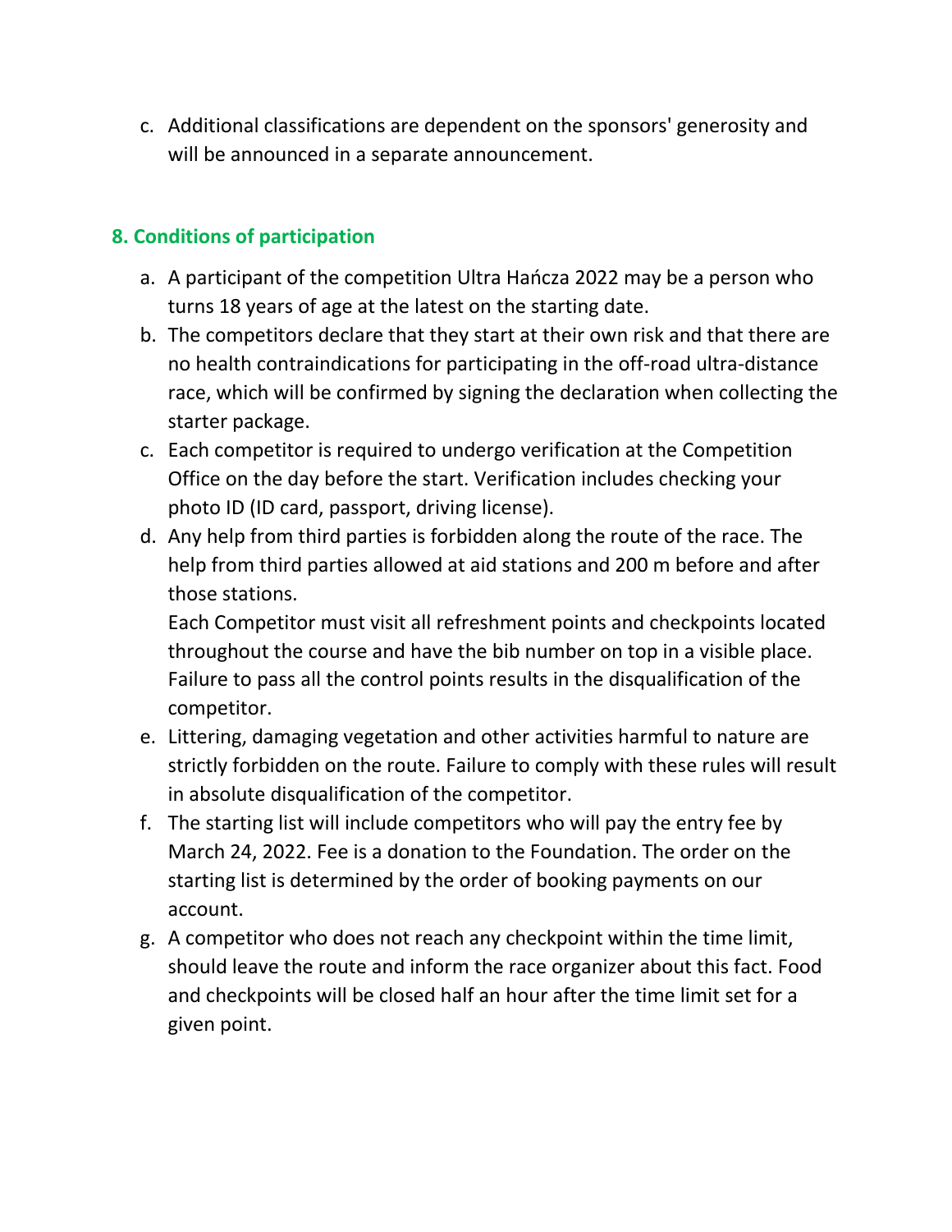c. Additional classifications are dependent on the sponsors' generosity and will be announced in a separate announcement.

## 8. Conditions of participation

a. A participant of the competition Ultra Hańcza 2022 may be a person who turns 18 years of age at the latest on the starting date.

b. The competitors declare that they start at their own risk and that there are no health contraindications for participating in the off-road ultra-distance race, which will be confirmed by signing the declaration when collecting the starter package.

c. Each competitor is required to undergo verification at the Competition Office on the day before the start. Verification includes checking your photo ID (ID card, passport, driving license).

d. Any help from third parties is forbidden along the route of the race. The help from third parties allowed at aid stations and 200 m before and after those stations.
Each Competitor must visit all refreshment points and checkpoints located throughout the course and have the bib number on top in a visible place. Failure to pass all the control points results in the disqualification of the competitor.

e. Littering, damaging vegetation and other activities harmful to nature are strictly forbidden on the route. Failure to comply with these rules will result in absolute disqualification of the competitor.

f. The starting list will include competitors who will pay the entry fee by March 24, 2022. Fee is a donation to the Foundation. The order on the starting list is determined by the order of booking payments on our account.

g. A competitor who does not reach any checkpoint within the time limit, should leave the route and inform the race organizer about this fact. Food and checkpoints will be closed half an hour after the time limit set for a given point.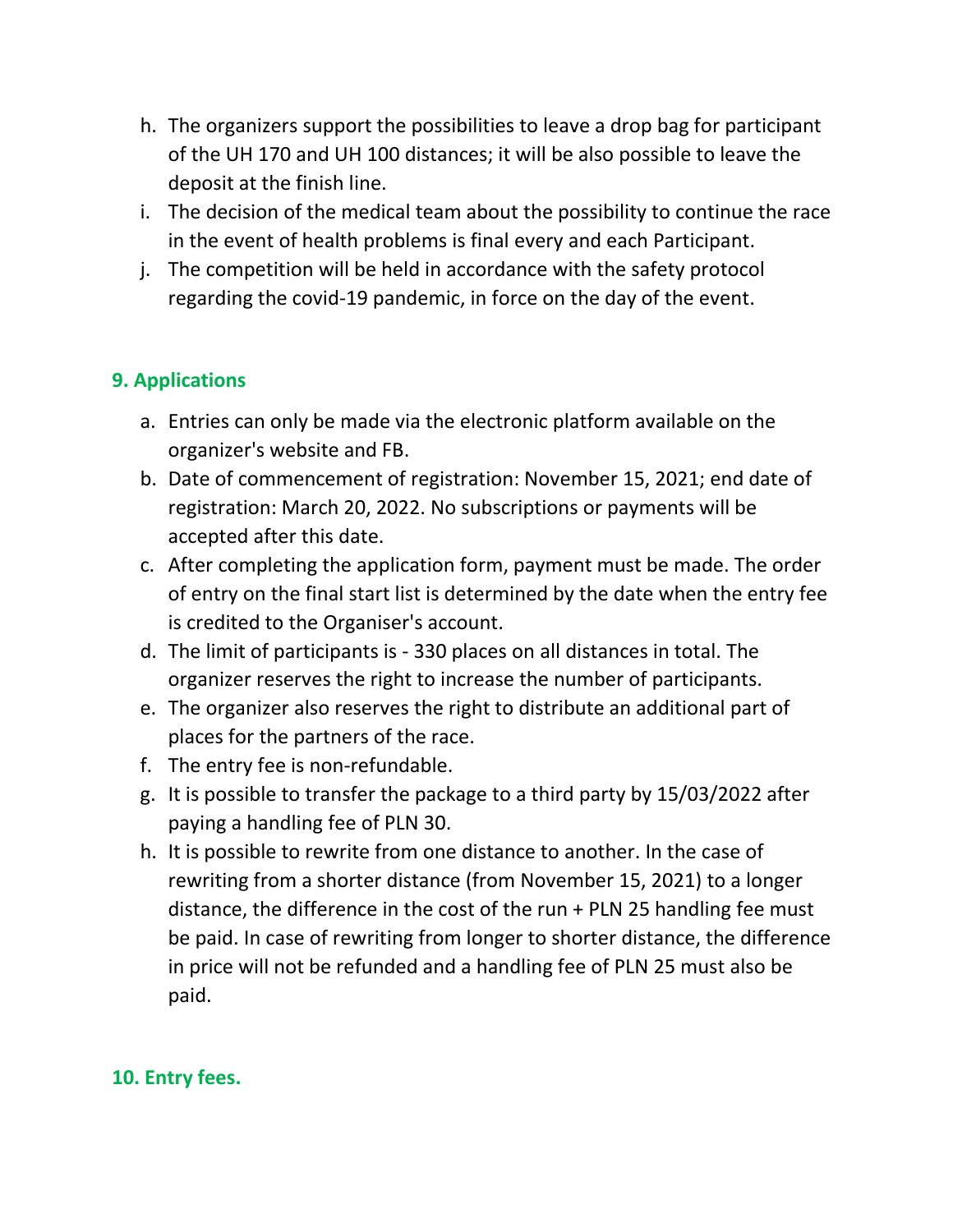h. The organizers support the possibilities to leave a drop bag for participant of the UH 170 and UH 100 distances; it will be also possible to leave the deposit at the finish line.
i. The decision of the medical team about the possibility to continue the race in the event of health problems is final every and each Participant.
j. The competition will be held in accordance with the safety protocol regarding the covid-19 pandemic, in force on the day of the event.

## 9. Applications

a. Entries can only be made via the electronic platform available on the organizer's website and FB.
b. Date of commencement of registration: November 15, 2021; end date of registration: March 20, 2022. No subscriptions or payments will be accepted after this date.
c. After completing the application form, payment must be made. The order of entry on the final start list is determined by the date when the entry fee is credited to the Organiser's account.
d. The limit of participants is - 330 places on all distances in total. The organizer reserves the right to increase the number of participants.
e. The organizer also reserves the right to distribute an additional part of places for the partners of the race.
f. The entry fee is non-refundable.
g. It is possible to transfer the package to a third party by 15/03/2022 after paying a handling fee of PLN 30.
h. It is possible to rewrite from one distance to another. In the case of rewriting from a shorter distance (from November 15, 2021) to a longer distance, the difference in the cost of the run + PLN 25 handling fee must be paid. In case of rewriting from longer to shorter distance, the difference in price will not be refunded and a handling fee of PLN 25 must also be paid.

## 10. Entry fees.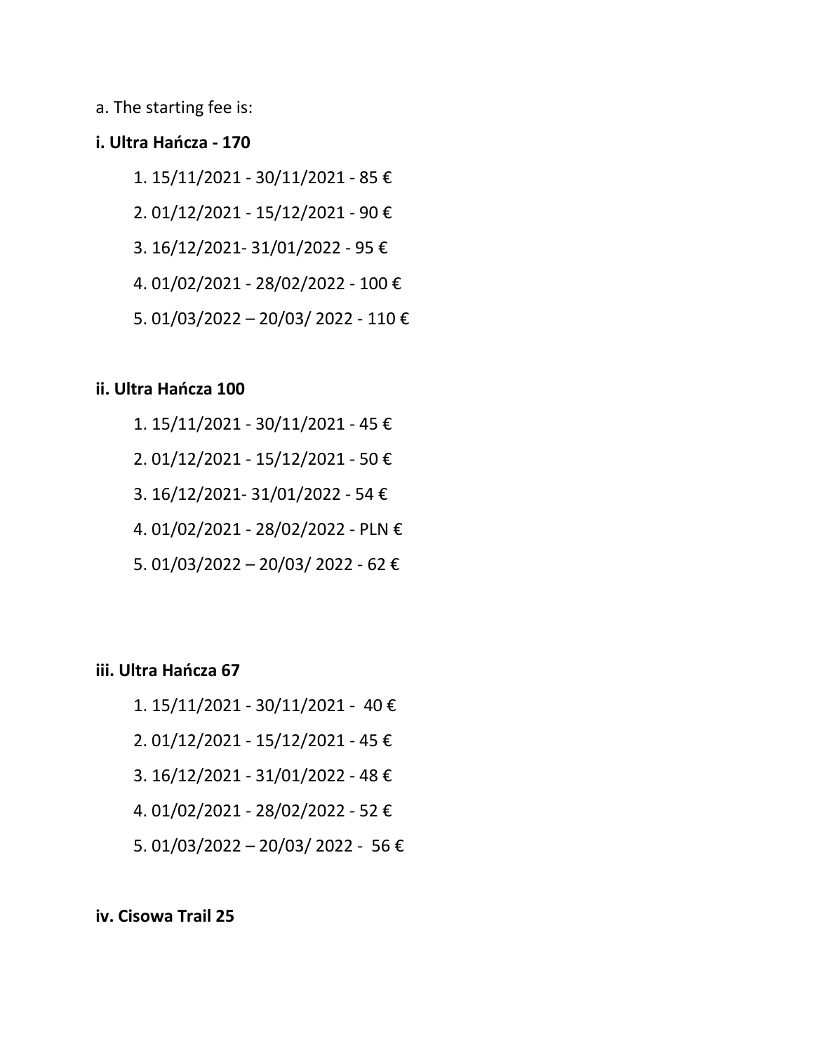a. The starting fee is:

**i. Ultra Hańcza - 170**

1. 15/11/2021 - 30/11/2021 - 85 €
2. 01/12/2021 - 15/12/2021 - 90 €
3. 16/12/2021- 31/01/2022 - 95 €
4. 01/02/2021 - 28/02/2022 - 100 €
5. 01/03/2022 – 20/03/ 2022 - 110 €

**ii. Ultra Hańcza 100**

1. 15/11/2021 - 30/11/2021 - 45 €
2. 01/12/2021 - 15/12/2021 - 50 €
3. 16/12/2021- 31/01/2022 - 54 €
4. 01/02/2021 - 28/02/2022 - PLN €
5. 01/03/2022 – 20/03/ 2022 - 62 €

**iii. Ultra Hańcza 67**

1. 15/11/2021 - 30/11/2021 - 40 €
2. 01/12/2021 - 15/12/2021 - 45 €
3. 16/12/2021 - 31/01/2022 - 48 €
4. 01/02/2021 - 28/02/2022 - 52 €
5. 01/03/2022 – 20/03/ 2022 - 56 €

**iv. Cisowa Trail 25**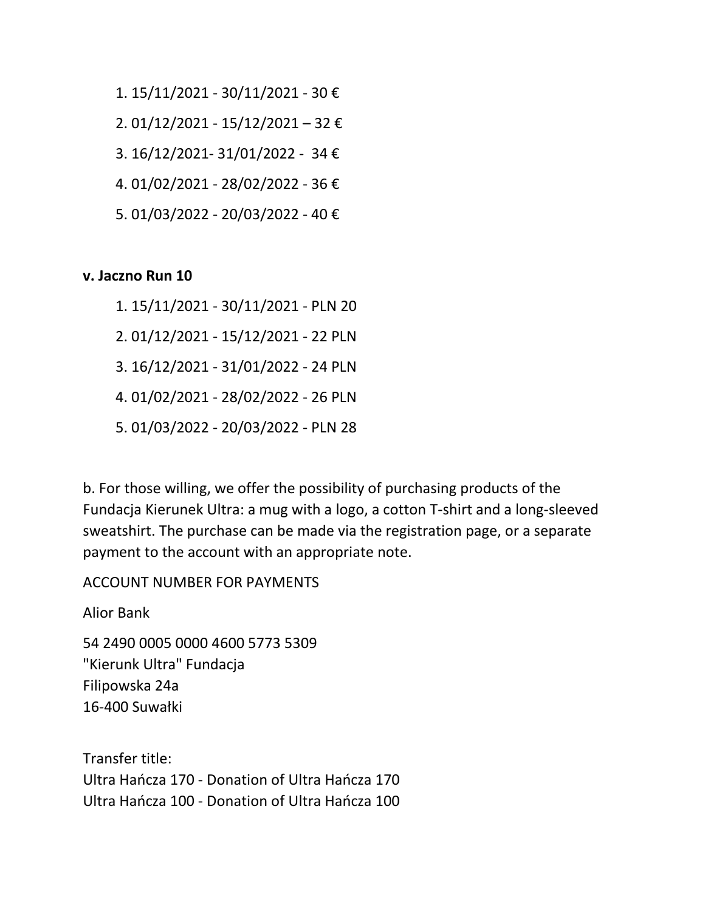1. 15/11/2021 - 30/11/2021 - 30 €
2. 01/12/2021 - 15/12/2021 – 32 €
3. 16/12/2021- 31/01/2022 - 34 €
4. 01/02/2021 - 28/02/2022 - 36 €
5. 01/03/2022 - 20/03/2022 - 40 €

**v. Jaczno Run 10**

1. 15/11/2021 - 30/11/2021 - PLN 20
2. 01/12/2021 - 15/12/2021 - 22 PLN
3. 16/12/2021 - 31/01/2022 - 24 PLN
4. 01/02/2021 - 28/02/2022 - 26 PLN
5. 01/03/2022 - 20/03/2022 - PLN 28

b. For those willing, we offer the possibility of purchasing products of the Fundacja Kierunek Ultra: a mug with a logo, a cotton T-shirt and a long-sleeved sweatshirt. The purchase can be made via the registration page, or a separate payment to the account with an appropriate note.

ACCOUNT NUMBER FOR PAYMENTS

Alior Bank

54 2490 0005 0000 4600 5773 5309
"Kierunk Ultra" Fundacja
Filipowska 24a
16-400 Suwałki

Transfer title:
Ultra Hańcza 170 - Donation of Ultra Hańcza 170
Ultra Hańcza 100 - Donation of Ultra Hańcza 100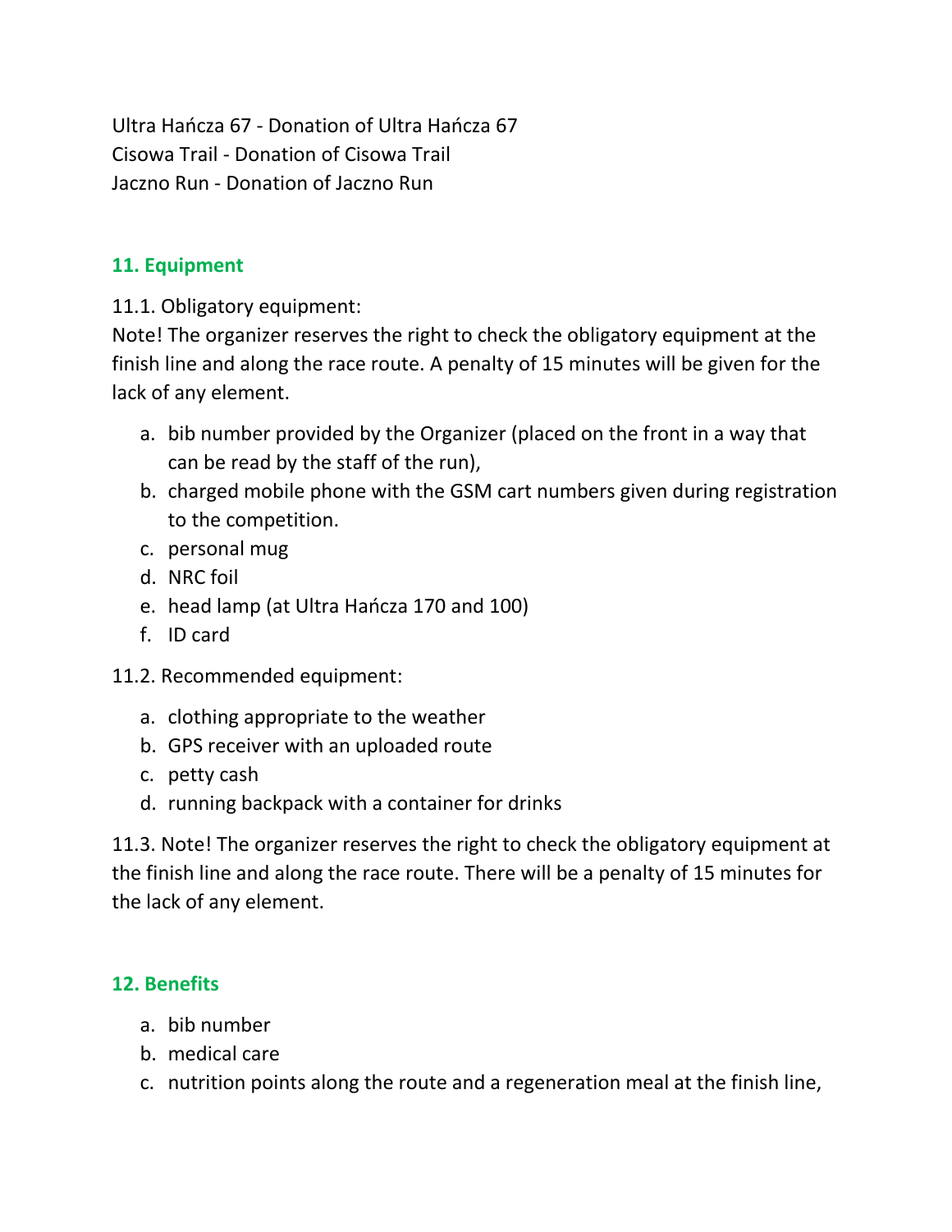Ultra Hańcza 67 - Donation of Ultra Hańcza 67
Cisowa Trail - Donation of Cisowa Trail
Jaczno Run - Donation of Jaczno Run

## 11. Equipment

11.1. Obligatory equipment:
Note! The organizer reserves the right to check the obligatory equipment at the finish line and along the race route. A penalty of 15 minutes will be given for the lack of any element.

a. bib number provided by the Organizer (placed on the front in a way that can be read by the staff of the run),
b. charged mobile phone with the GSM cart numbers given during registration to the competition.
c. personal mug
d. NRC foil
e. head lamp (at Ultra Hańcza 170 and 100)
f. ID card

11.2. Recommended equipment:

a. clothing appropriate to the weather
b. GPS receiver with an uploaded route
c. petty cash
d. running backpack with a container for drinks

11.3. Note! The organizer reserves the right to check the obligatory equipment at the finish line and along the race route. There will be a penalty of 15 minutes for the lack of any element.

## 12. Benefits

a. bib number
b. medical care
c. nutrition points along the route and a regeneration meal at the finish line,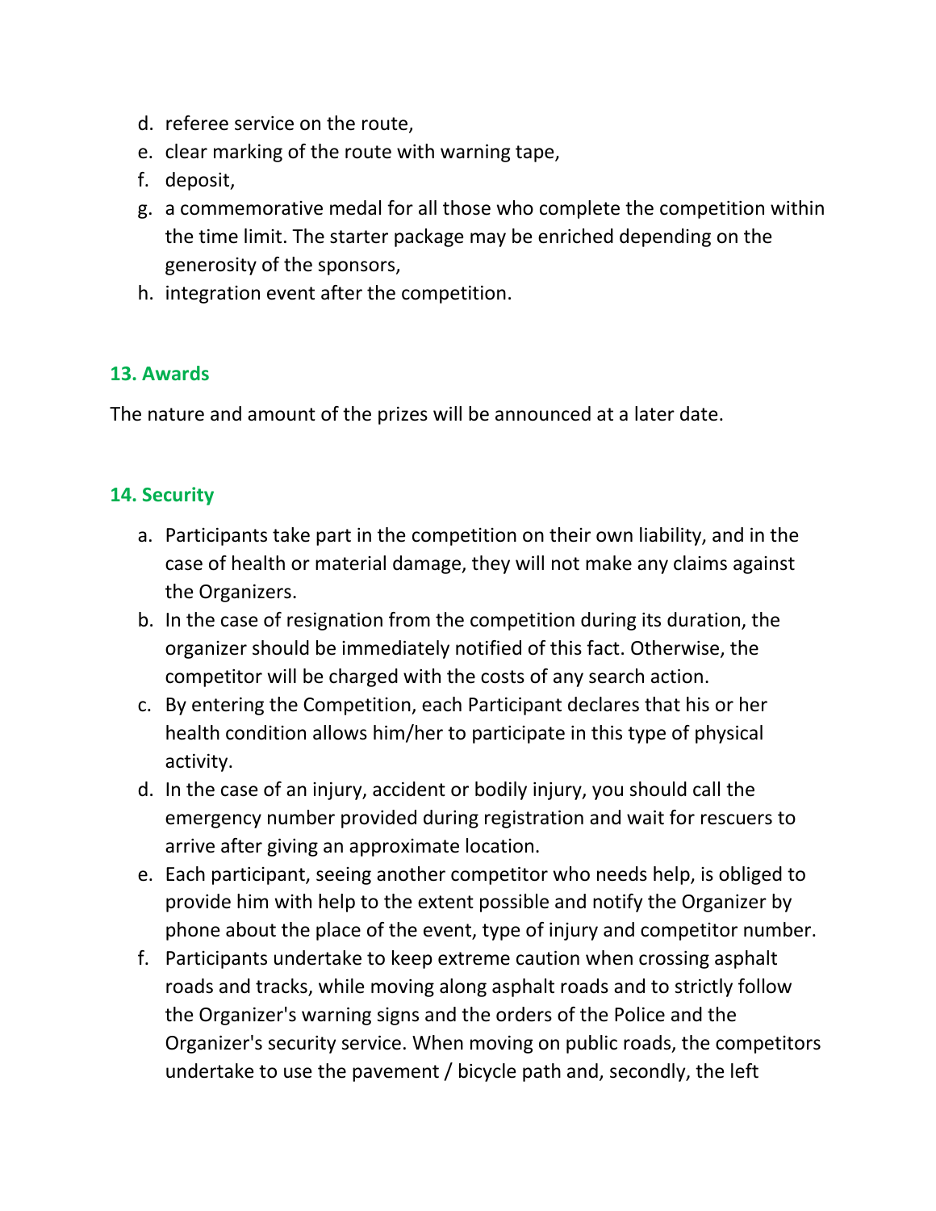d. referee service on the route,
e. clear marking of the route with warning tape,
f. deposit,
g. a commemorative medal for all those who complete the competition within the time limit. The starter package may be enriched depending on the generosity of the sponsors,
h. integration event after the competition.

## 13. Awards

The nature and amount of the prizes will be announced at a later date.

## 14. Security

a. Participants take part in the competition on their own liability, and in the case of health or material damage, they will not make any claims against the Organizers.
b. In the case of resignation from the competition during its duration, the organizer should be immediately notified of this fact. Otherwise, the competitor will be charged with the costs of any search action.
c. By entering the Competition, each Participant declares that his or her health condition allows him/her to participate in this type of physical activity.
d. In the case of an injury, accident or bodily injury, you should call the emergency number provided during registration and wait for rescuers to arrive after giving an approximate location.
e. Each participant, seeing another competitor who needs help, is obliged to provide him with help to the extent possible and notify the Organizer by phone about the place of the event, type of injury and competitor number.
f. Participants undertake to keep extreme caution when crossing asphalt roads and tracks, while moving along asphalt roads and to strictly follow the Organizer's warning signs and the orders of the Police and the Organizer's security service. When moving on public roads, the competitors undertake to use the pavement / bicycle path and, secondly, the left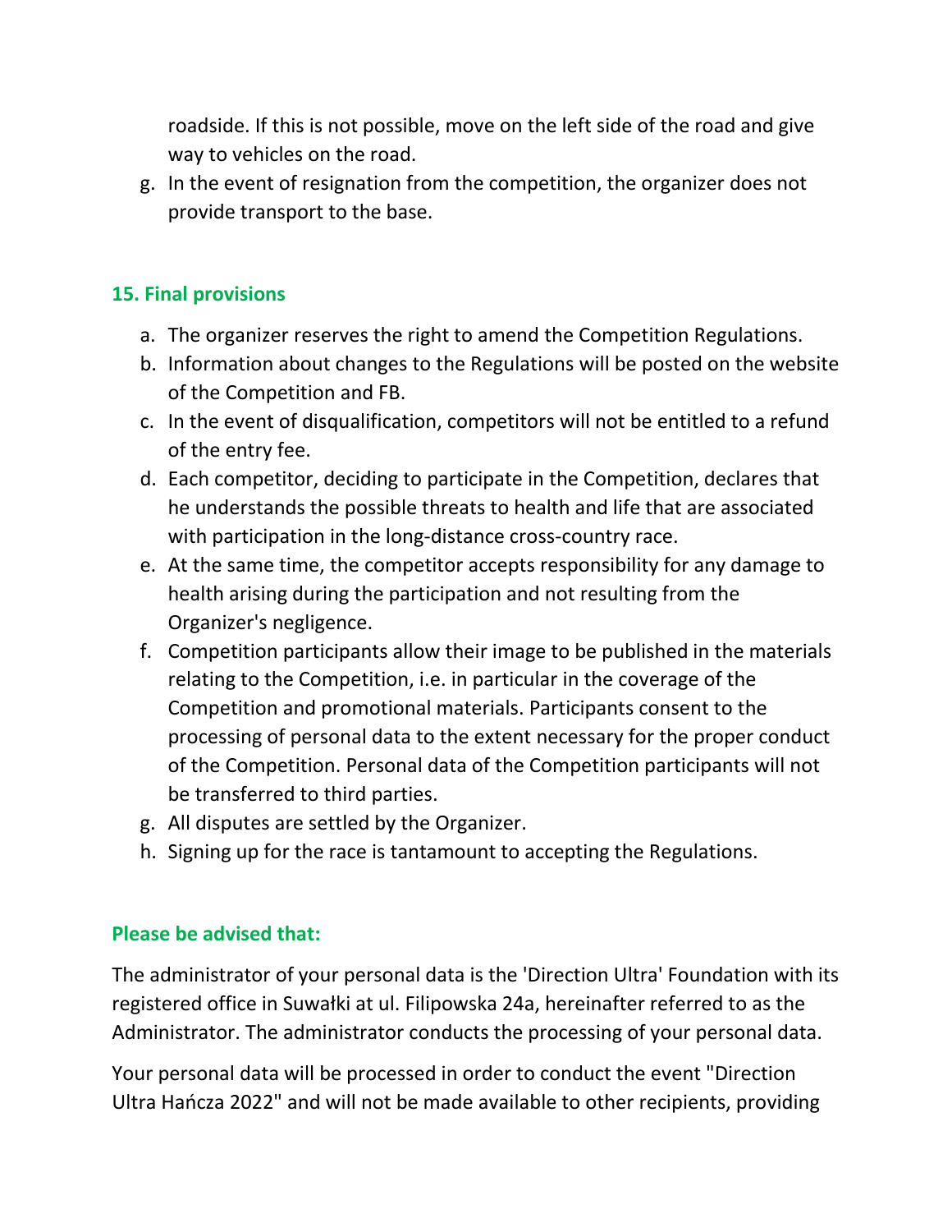roadside. If this is not possible, move on the left side of the road and give way to vehicles on the road.

g. In the event of resignation from the competition, the organizer does not provide transport to the base.

## 15. Final provisions

a. The organizer reserves the right to amend the Competition Regulations.
b. Information about changes to the Regulations will be posted on the website of the Competition and FB.
c. In the event of disqualification, competitors will not be entitled to a refund of the entry fee.
d. Each competitor, deciding to participate in the Competition, declares that he understands the possible threats to health and life that are associated with participation in the long-distance cross-country race.
e. At the same time, the competitor accepts responsibility for any damage to health arising during the participation and not resulting from the Organizer's negligence.
f. Competition participants allow their image to be published in the materials relating to the Competition, i.e. in particular in the coverage of the Competition and promotional materials. Participants consent to the processing of personal data to the extent necessary for the proper conduct of the Competition. Personal data of the Competition participants will not be transferred to third parties.
g. All disputes are settled by the Organizer.
h. Signing up for the race is tantamount to accepting the Regulations.

## Please be advised that:

The administrator of your personal data is the 'Direction Ultra' Foundation with its registered office in Suwałki at ul. Filipowska 24a, hereinafter referred to as the Administrator. The administrator conducts the processing of your personal data.

Your personal data will be processed in order to conduct the event "Direction Ultra Hańcza 2022" and will not be made available to other recipients, providing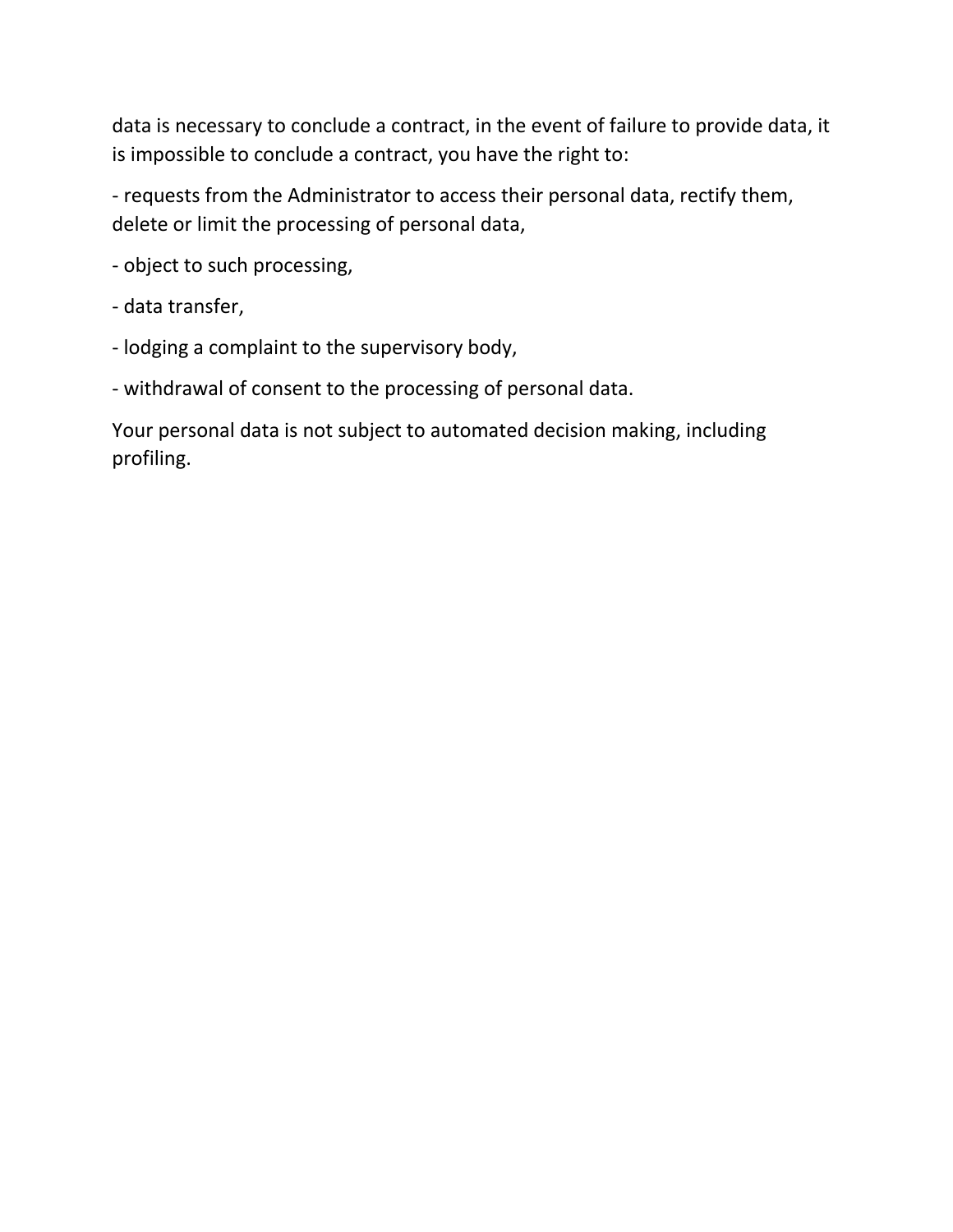data is necessary to conclude a contract, in the event of failure to provide data, it is impossible to conclude a contract, you have the right to:

- requests from the Administrator to access their personal data, rectify them, delete or limit the processing of personal data,
- object to such processing,
- data transfer,
- lodging a complaint to the supervisory body,
- withdrawal of consent to the processing of personal data.

Your personal data is not subject to automated decision making, including profiling.